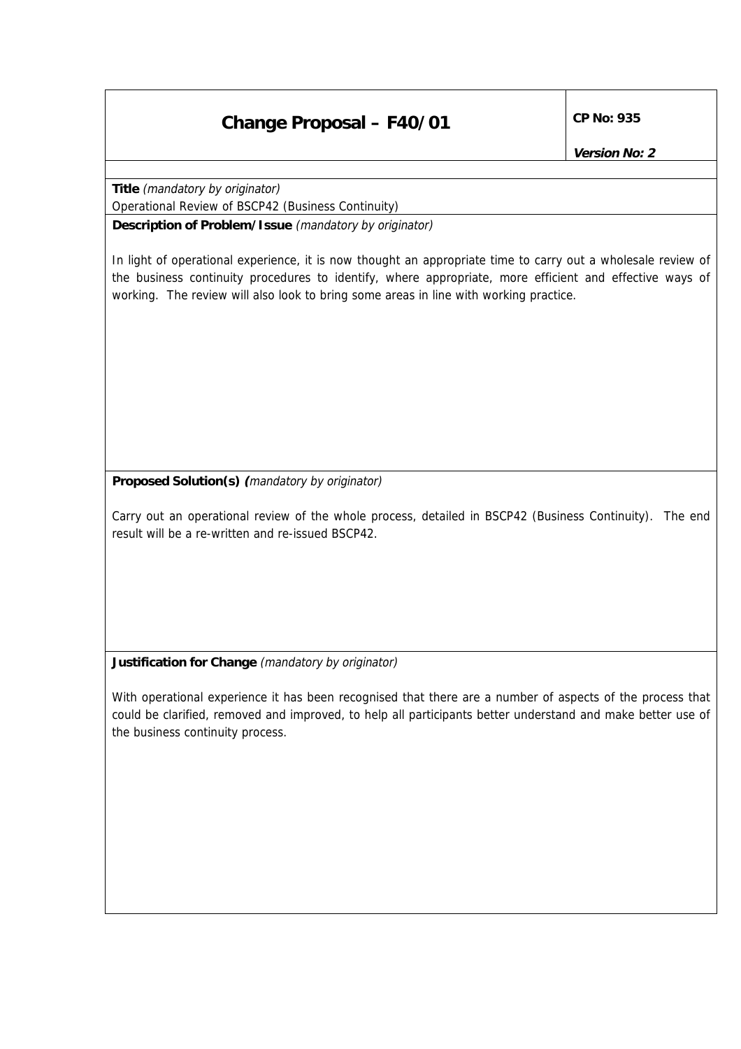# Change Proposal – F40/01

**CP No: 935**

***Version No: 2***

**Title** *(mandatory by originator)*

Operational Review of BSCP42 (Business Continuity)

**Description of Problem/Issue** *(mandatory by originator)*

In light of operational experience, it is now thought an appropriate time to carry out a wholesale review of the business continuity procedures to identify, where appropriate, more efficient and effective ways of working. The review will also look to bring some areas in line with working practice.

**Proposed Solution(s) (***mandatory by originator)*

Carry out an operational review of the whole process, detailed in BSCP42 (Business Continuity). The end result will be a re-written and re-issued BSCP42.

**Justification for Change** *(mandatory by originator)*

With operational experience it has been recognised that there are a number of aspects of the process that could be clarified, removed and improved, to help all participants better understand and make better use of the business continuity process.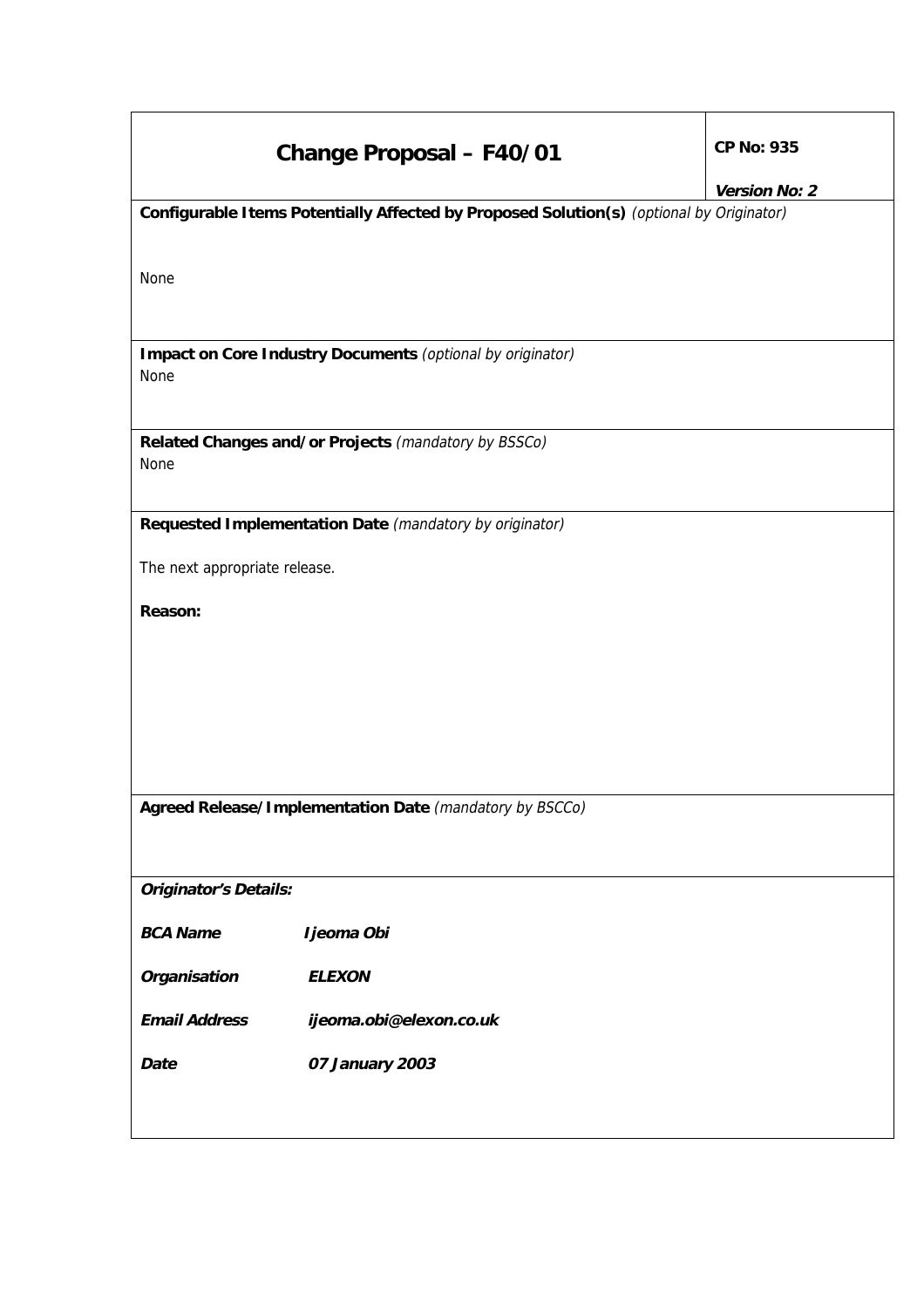| Change Proposal – F40/01 | CP No: 935 |
|---|---|
| | *Version No: 2* |

**Configurable Items Potentially Affected by Proposed Solution(s)** *(optional by Originator)*

None

**Impact on Core Industry Documents** *(optional by originator)*

None

**Related Changes and/or Projects** *(mandatory by BSSCo)*

None

**Requested Implementation Date** *(mandatory by originator)*

The next appropriate release.

**Reason:**

**Agreed Release/Implementation Date** *(mandatory by BSCCo)*

***Originator's Details:***

| | |
|---|---|
| ***BCA Name*** | ***Ijeoma Obi*** |
| ***Organisation*** | ***ELEXON*** |
| ***Email Address*** | ***ijeoma.obi@elexon.co.uk*** |
| ***Date*** | ***07 January 2003*** |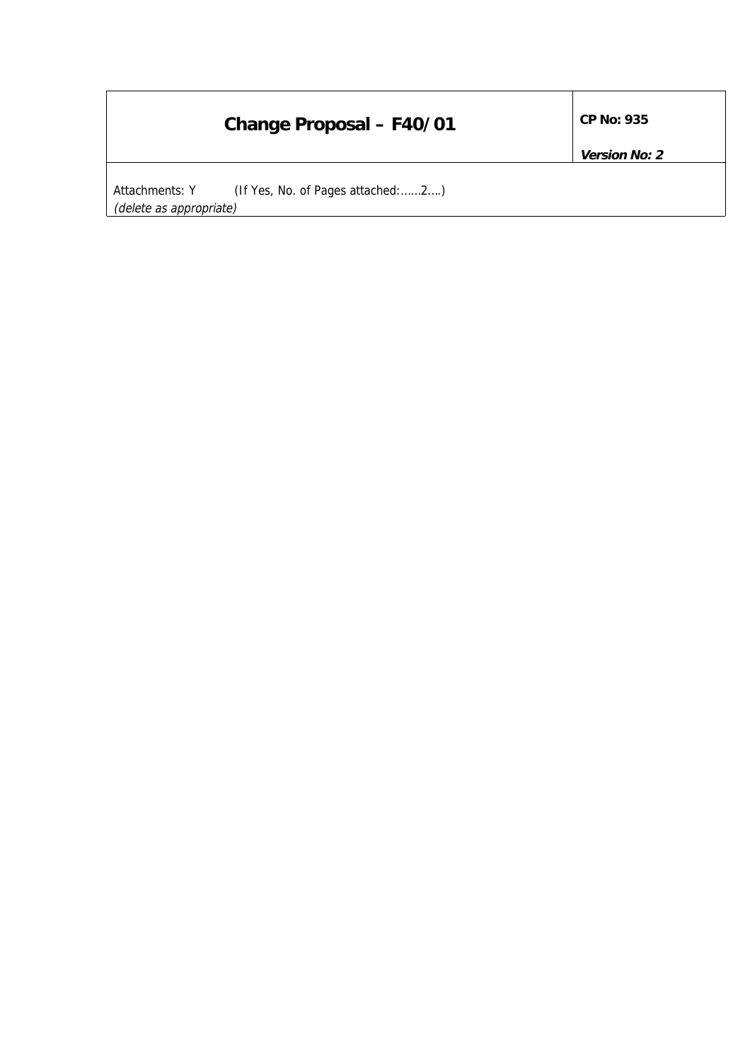| Change Proposal – F40/01 | **CP No: 935**<br>***Version No: 2*** |
| --- | --- |
| Attachments: Y (If Yes, No. of Pages attached:……2….)<br>*(delete as appropriate)* | |